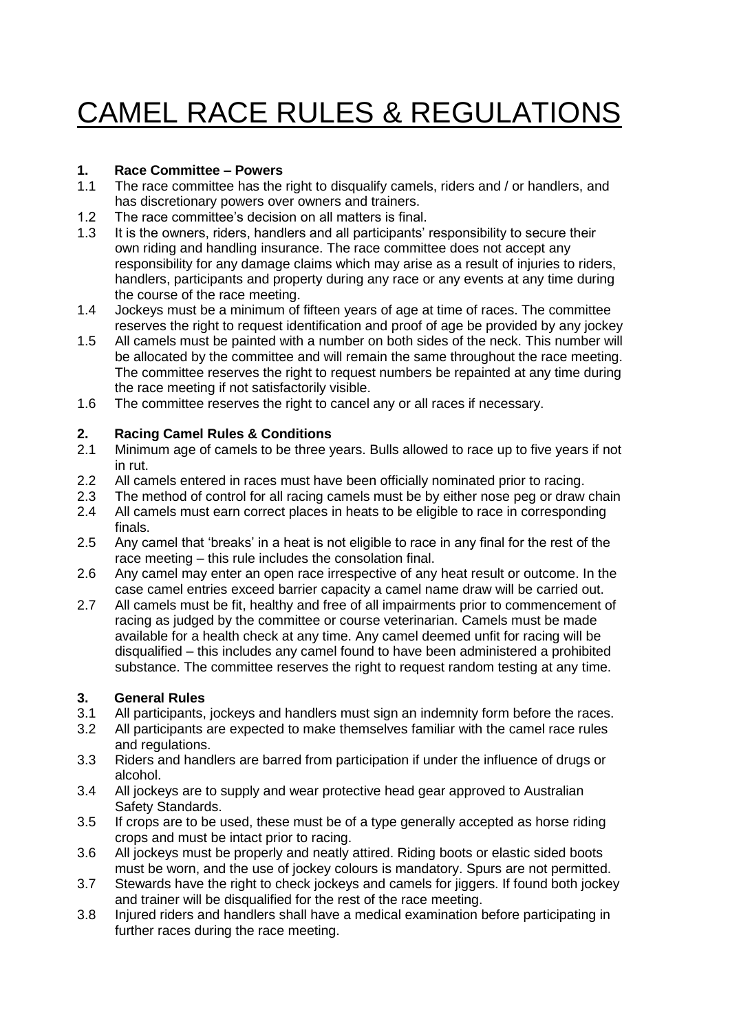# CAMEL RACE RULES & REGULATIONS

**1. Race Committee – Powers**

1.1 The race committee has the right to disqualify camels, riders and / or handlers, and has discretionary powers over owners and trainers.

1.2 The race committee's decision on all matters is final.

1.3 It is the owners, riders, handlers and all participants' responsibility to secure their own riding and handling insurance. The race committee does not accept any responsibility for any damage claims which may arise as a result of injuries to riders, handlers, participants and property during any race or any events at any time during the course of the race meeting.

1.4 Jockeys must be a minimum of fifteen years of age at time of races. The committee reserves the right to request identification and proof of age be provided by any jockey

1.5 All camels must be painted with a number on both sides of the neck. This number will be allocated by the committee and will remain the same throughout the race meeting. The committee reserves the right to request numbers be repainted at any time during the race meeting if not satisfactorily visible.

1.6 The committee reserves the right to cancel any or all races if necessary.

**2. Racing Camel Rules & Conditions**

2.1 Minimum age of camels to be three years. Bulls allowed to race up to five years if not in rut.

2.2 All camels entered in races must have been officially nominated prior to racing.

2.3 The method of control for all racing camels must be by either nose peg or draw chain

2.4 All camels must earn correct places in heats to be eligible to race in corresponding finals.

2.5 Any camel that 'breaks' in a heat is not eligible to race in any final for the rest of the race meeting – this rule includes the consolation final.

2.6 Any camel may enter an open race irrespective of any heat result or outcome. In the case camel entries exceed barrier capacity a camel name draw will be carried out.

2.7 All camels must be fit, healthy and free of all impairments prior to commencement of racing as judged by the committee or course veterinarian. Camels must be made available for a health check at any time. Any camel deemed unfit for racing will be disqualified – this includes any camel found to have been administered a prohibited substance. The committee reserves the right to request random testing at any time.

**3. General Rules**

3.1 All participants, jockeys and handlers must sign an indemnity form before the races.

3.2 All participants are expected to make themselves familiar with the camel race rules and regulations.

3.3 Riders and handlers are barred from participation if under the influence of drugs or alcohol.

3.4 All jockeys are to supply and wear protective head gear approved to Australian Safety Standards.

3.5 If crops are to be used, these must be of a type generally accepted as horse riding crops and must be intact prior to racing.

3.6 All jockeys must be properly and neatly attired. Riding boots or elastic sided boots must be worn, and the use of jockey colours is mandatory. Spurs are not permitted.

3.7 Stewards have the right to check jockeys and camels for jiggers. If found both jockey and trainer will be disqualified for the rest of the race meeting.

3.8 Injured riders and handlers shall have a medical examination before participating in further races during the race meeting.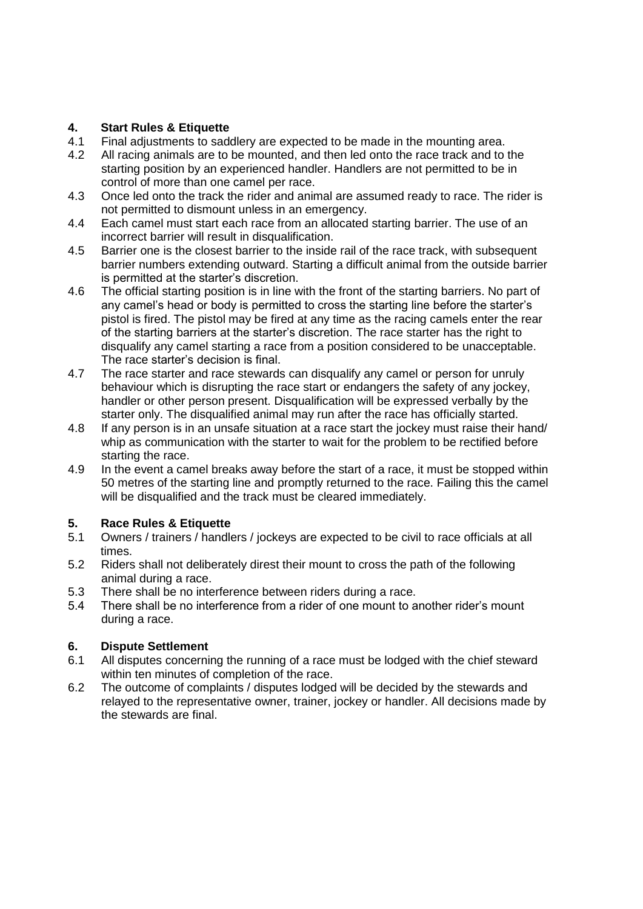## 4. Start Rules & Etiquette

4.1 Final adjustments to saddlery are expected to be made in the mounting area.

4.2 All racing animals are to be mounted, and then led onto the race track and to the starting position by an experienced handler. Handlers are not permitted to be in control of more than one camel per race.

4.3 Once led onto the track the rider and animal are assumed ready to race. The rider is not permitted to dismount unless in an emergency.

4.4 Each camel must start each race from an allocated starting barrier. The use of an incorrect barrier will result in disqualification.

4.5 Barrier one is the closest barrier to the inside rail of the race track, with subsequent barrier numbers extending outward. Starting a difficult animal from the outside barrier is permitted at the starter's discretion.

4.6 The official starting position is in line with the front of the starting barriers. No part of any camel's head or body is permitted to cross the starting line before the starter's pistol is fired. The pistol may be fired at any time as the racing camels enter the rear of the starting barriers at the starter's discretion. The race starter has the right to disqualify any camel starting a race from a position considered to be unacceptable. The race starter's decision is final.

4.7 The race starter and race stewards can disqualify any camel or person for unruly behaviour which is disrupting the race start or endangers the safety of any jockey, handler or other person present. Disqualification will be expressed verbally by the starter only. The disqualified animal may run after the race has officially started.

4.8 If any person is in an unsafe situation at a race start the jockey must raise their hand/ whip as communication with the starter to wait for the problem to be rectified before starting the race.

4.9 In the event a camel breaks away before the start of a race, it must be stopped within 50 metres of the starting line and promptly returned to the race. Failing this the camel will be disqualified and the track must be cleared immediately.

## 5. Race Rules & Etiquette

5.1 Owners / trainers / handlers / jockeys are expected to be civil to race officials at all times.

5.2 Riders shall not deliberately direst their mount to cross the path of the following animal during a race.

5.3 There shall be no interference between riders during a race.

5.4 There shall be no interference from a rider of one mount to another rider's mount during a race.

## 6. Dispute Settlement

6.1 All disputes concerning the running of a race must be lodged with the chief steward within ten minutes of completion of the race.

6.2 The outcome of complaints / disputes lodged will be decided by the stewards and relayed to the representative owner, trainer, jockey or handler. All decisions made by the stewards are final.